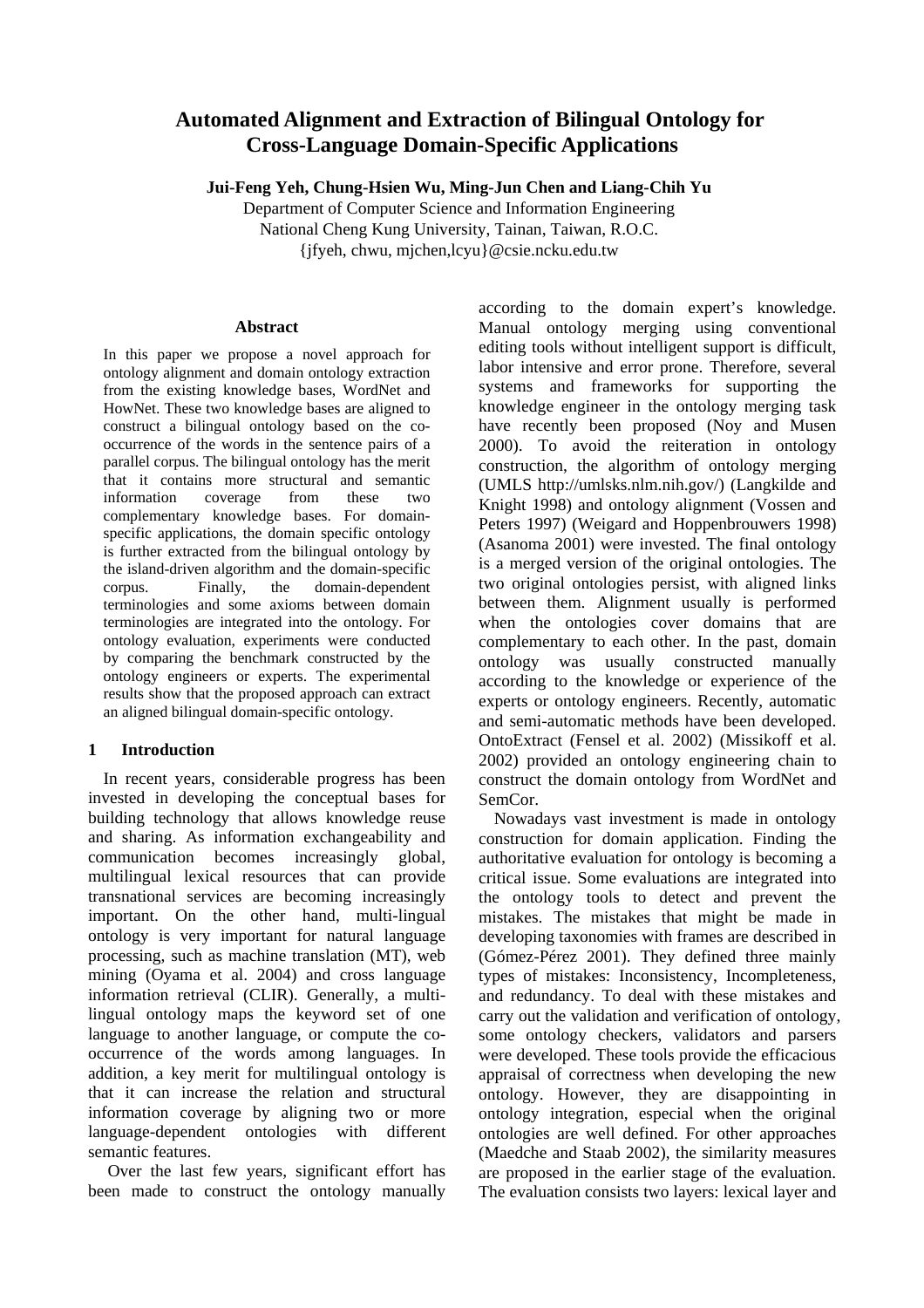# Automated Alignment and Extraction of Bilingual Ontology for Cross-Language Domain-Specific Applications

**Jui-Feng Yeh, Chung-Hsien Wu, Ming-Jun Chen and Liang-Chih Yu**

Department of Computer Science and Information Engineering
National Cheng Kung University, Tainan, Taiwan, R.O.C.
{jfyeh, chwu, mjchen,lcyu}@csie.ncku.edu.tw

### Abstract

In this paper we propose a novel approach for ontology alignment and domain ontology extraction from the existing knowledge bases, WordNet and HowNet. These two knowledge bases are aligned to construct a bilingual ontology based on the co-occurrence of the words in the sentence pairs of a parallel corpus. The bilingual ontology has the merit that it contains more structural and semantic information coverage from these two complementary knowledge bases. For domain-specific applications, the domain specific ontology is further extracted from the bilingual ontology by the island-driven algorithm and the domain-specific corpus. Finally, the domain-dependent terminologies and some axioms between domain terminologies are integrated into the ontology. For ontology evaluation, experiments were conducted by comparing the benchmark constructed by the ontology engineers or experts. The experimental results show that the proposed approach can extract an aligned bilingual domain-specific ontology.

## 1 Introduction

In recent years, considerable progress has been invested in developing the conceptual bases for building technology that allows knowledge reuse and sharing. As information exchangeability and communication becomes increasingly global, multilingual lexical resources that can provide transnational services are becoming increasingly important. On the other hand, multi-lingual ontology is very important for natural language processing, such as machine translation (MT), web mining (Oyama et al. 2004) and cross language information retrieval (CLIR). Generally, a multi-lingual ontology maps the keyword set of one language to another language, or compute the co-occurrence of the words among languages. In addition, a key merit for multilingual ontology is that it can increase the relation and structural information coverage by aligning two or more language-dependent ontologies with different semantic features.

Over the last few years, significant effort has been made to construct the ontology manually according to the domain expert's knowledge. Manual ontology merging using conventional editing tools without intelligent support is difficult, labor intensive and error prone. Therefore, several systems and frameworks for supporting the knowledge engineer in the ontology merging task have recently been proposed (Noy and Musen 2000). To avoid the reiteration in ontology construction, the algorithm of ontology merging (UMLS http://umlsks.nlm.nih.gov/) (Langkilde and Knight 1998) and ontology alignment (Vossen and Peters 1997) (Weigard and Hoppenbrouwers 1998) (Asanoma 2001) were invested. The final ontology is a merged version of the original ontologies. The two original ontologies persist, with aligned links between them. Alignment usually is performed when the ontologies cover domains that are complementary to each other. In the past, domain ontology was usually constructed manually according to the knowledge or experience of the experts or ontology engineers. Recently, automatic and semi-automatic methods have been developed. OntoExtract (Fensel et al. 2002) (Missikoff et al. 2002) provided an ontology engineering chain to construct the domain ontology from WordNet and SemCor.

Nowadays vast investment is made in ontology construction for domain application. Finding the authoritative evaluation for ontology is becoming a critical issue. Some evaluations are integrated into the ontology tools to detect and prevent the mistakes. The mistakes that might be made in developing taxonomies with frames are described in (Gómez-Pérez 2001). They defined three mainly types of mistakes: Inconsistency, Incompleteness, and redundancy. To deal with these mistakes and carry out the validation and verification of ontology, some ontology checkers, validators and parsers were developed. These tools provide the efficacious appraisal of correctness when developing the new ontology. However, they are disappointing in ontology integration, especial when the original ontologies are well defined. For other approaches (Maedche and Staab 2002), the similarity measures are proposed in the earlier stage of the evaluation. The evaluation consists two layers: lexical layer and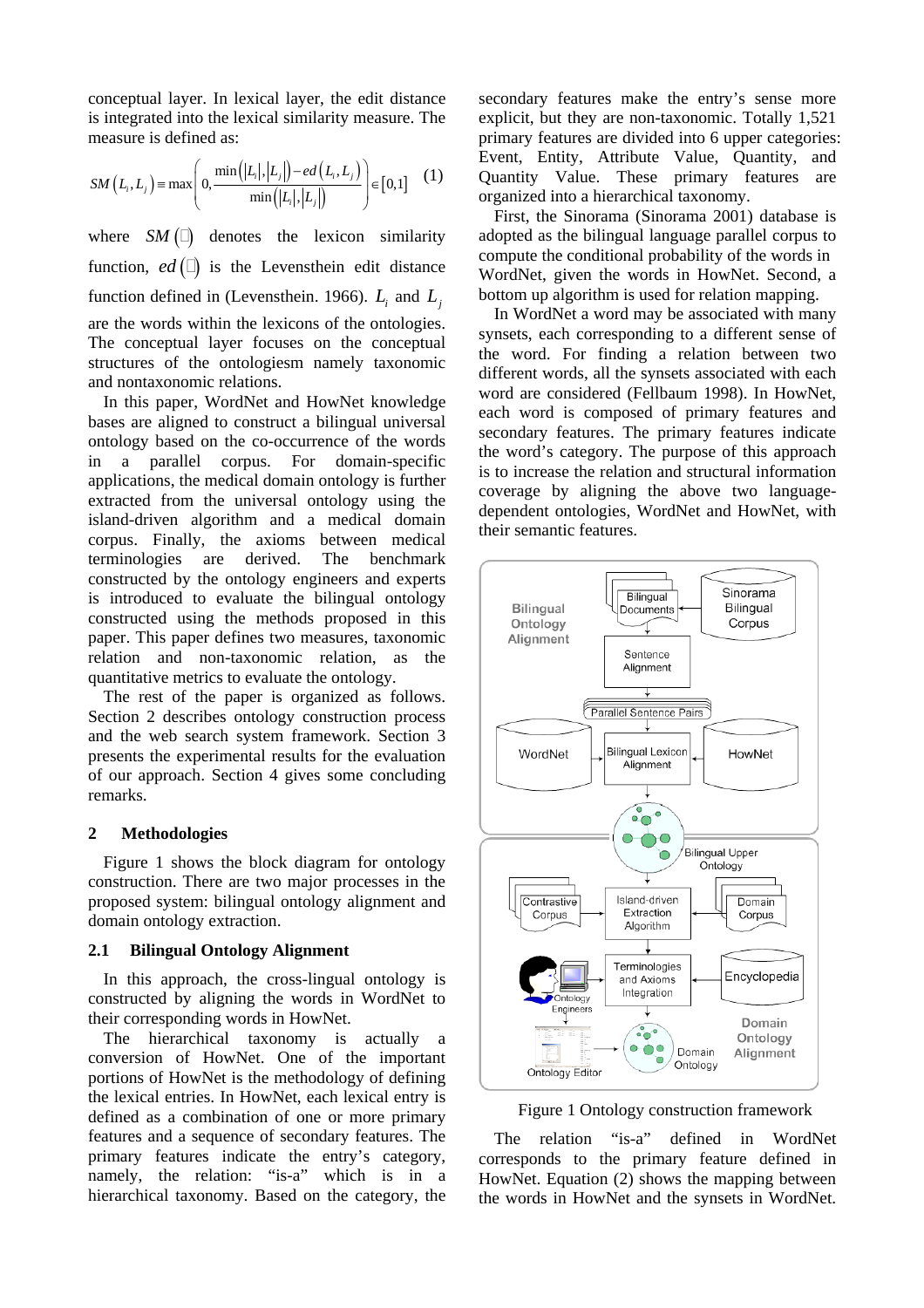conceptual layer. In lexical layer, the edit distance is integrated into the lexical similarity measure. The measure is defined as:

$$SM\left(L_i, L_j\right) \equiv \max\left(0, \frac{\min\left(|L_i|, |L_j|\right) - ed\left(L_i, L_j\right)}{\min\left(|L_i|, |L_j|\right)}\right) \in [0,1] \quad (1)$$

where $SM(\cdot)$ denotes the lexicon similarity function, $ed(\cdot)$ is the Levensthein edit distance function defined in (Levensthein. 1966). $L_i$ and $L_j$ are the words within the lexicons of the ontologies. The conceptual layer focuses on the conceptual structures of the ontologiesm namely taxonomic and nontaxonomic relations.

In this paper, WordNet and HowNet knowledge bases are aligned to construct a bilingual universal ontology based on the co-occurrence of the words in a parallel corpus. For domain-specific applications, the medical domain ontology is further extracted from the universal ontology using the island-driven algorithm and a medical domain corpus. Finally, the axioms between medical terminologies are derived. The benchmark constructed by the ontology engineers and experts is introduced to evaluate the bilingual ontology constructed using the methods proposed in this paper. This paper defines two measures, taxonomic relation and non-taxonomic relation, as the quantitative metrics to evaluate the ontology.

The rest of the paper is organized as follows. Section 2 describes ontology construction process and the web search system framework. Section 3 presents the experimental results for the evaluation of our approach. Section 4 gives some concluding remarks.

## 2 Methodologies

Figure 1 shows the block diagram for ontology construction. There are two major processes in the proposed system: bilingual ontology alignment and domain ontology extraction.

### 2.1 Bilingual Ontology Alignment

In this approach, the cross-lingual ontology is constructed by aligning the words in WordNet to their corresponding words in HowNet.

The hierarchical taxonomy is actually a conversion of HowNet. One of the important portions of HowNet is the methodology of defining the lexical entries. In HowNet, each lexical entry is defined as a combination of one or more primary features and a sequence of secondary features. The primary features indicate the entry's category, namely, the relation: "is-a" which is in a hierarchical taxonomy. Based on the category, the secondary features make the entry's sense more explicit, but they are non-taxonomic. Totally 1,521 primary features are divided into 6 upper categories: Event, Entity, Attribute Value, Quantity, and Quantity Value. These primary features are organized into a hierarchical taxonomy.

First, the Sinorama (Sinorama 2001) database is adopted as the bilingual language parallel corpus to compute the conditional probability of the words in WordNet, given the words in HowNet. Second, a bottom up algorithm is used for relation mapping.

In WordNet a word may be associated with many synsets, each corresponding to a different sense of the word. For finding a relation between two different words, all the synsets associated with each word are considered (Fellbaum 1998). In HowNet, each word is composed of primary features and secondary features. The primary features indicate the word's category. The purpose of this approach is to increase the relation and structural information coverage by aligning the above two language-dependent ontologies, WordNet and HowNet, with their semantic features.

Figure 1 Ontology construction framework

The relation "is-a" defined in WordNet corresponds to the primary feature defined in HowNet. Equation (2) shows the mapping between the words in HowNet and the synsets in WordNet.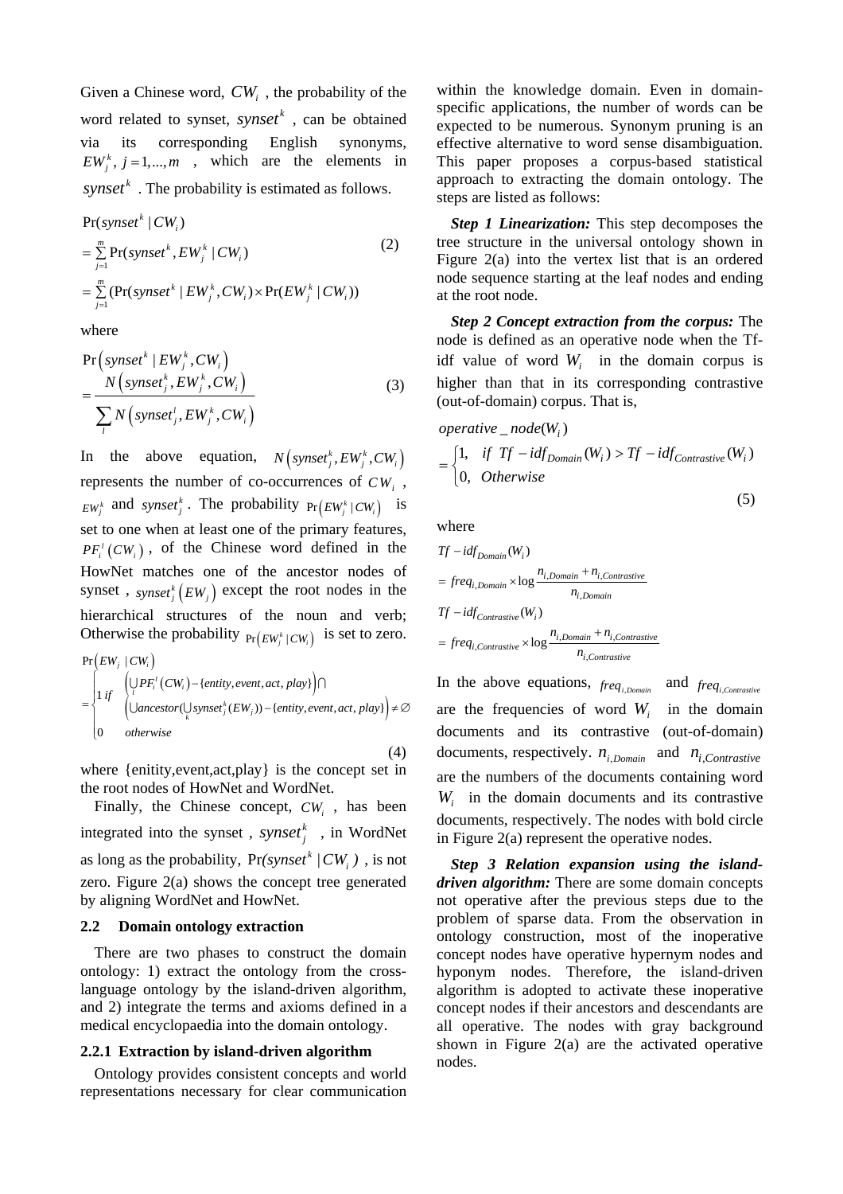Given a Chinese word, $CW_i$, the probability of the word related to synset, $synset^k$, can be obtained via its corresponding English synonyms, $EW_j^k, j=1,...,m$, which are the elements in $synset^k$. The probability is estimated as follows.

$$
\begin{aligned}
&\Pr(synset^k \mid CW_i) \\
&= \sum_{j=1}^{m} \Pr(synset^k, EW_j^k \mid CW_i) \\
&= \sum_{j=1}^{m} (\Pr(synset^k \mid EW_j^k, CW_i) \times \Pr(EW_j^k \mid CW_i))
\end{aligned} \tag{2}
$$

where

$$
\Pr\left(synset^k \mid EW_j^k, CW_i\right) = \frac{N\left(synset_j^k, EW_j^k, CW_i\right)}{\sum_l N\left(synset_j^l, EW_j^k, CW_i\right)} \tag{3}
$$

In the above equation, $N\left(synset_j^k, EW_j^k, CW_i\right)$ represents the number of co-occurrences of $CW_i$, $EW_j^k$ and $synset_j^k$. The probability $\Pr\left(EW_j^k \mid CW_i\right)$ is set to one when at least one of the primary features, $PF_i^l\left(CW_i\right)$, of the Chinese word defined in the HowNet matches one of the ancestor nodes of synset, $synset_j^k\left(EW_j\right)$ except the root nodes in the hierarchical structures of the noun and verb; Otherwise the probability $\Pr\left(EW_j^k \mid CW_i\right)$ is set to zero.

$$
\Pr\left(EW_j \mid CW_i\right) = \begin{cases} 1 \; if & \left(\bigcup_l PF_i^l\left(CW_i\right) - \{entity, event, act, play\}\right) \cap \\ & \left(\bigcup ancestor(\bigcup_k synset_j^k(EW_j)) - \{entity, event, act, play\}\right) \neq \varnothing \\ 0 & otherwise \end{cases} \tag{4}
$$

where {enitity,event,act,play} is the concept set in the root nodes of HowNet and WordNet.

Finally, the Chinese concept, $CW_i$, has been integrated into the synset, $synset_j^k$, in WordNet as long as the probability, $\Pr(synset^k \mid CW_i)$, is not zero. Figure 2(a) shows the concept tree generated by aligning WordNet and HowNet.

## 2.2 Domain ontology extraction

There are two phases to construct the domain ontology: 1) extract the ontology from the cross-language ontology by the island-driven algorithm, and 2) integrate the terms and axioms defined in a medical encyclopaedia into the domain ontology.

### 2.2.1 Extraction by island-driven algorithm

Ontology provides consistent concepts and world representations necessary for clear communication within the knowledge domain. Even in domain-specific applications, the number of words can be expected to be numerous. Synonym pruning is an effective alternative to word sense disambiguation. This paper proposes a corpus-based statistical approach to extracting the domain ontology. The steps are listed as follows:

***Step 1 Linearization:*** This step decomposes the tree structure in the universal ontology shown in Figure 2(a) into the vertex list that is an ordered node sequence starting at the leaf nodes and ending at the root node.

***Step 2 Concept extraction from the corpus:*** The node is defined as an operative node when the Tf-idf value of word $W_i$ in the domain corpus is higher than that in its corresponding contrastive (out-of-domain) corpus. That is,

$$
operative\_node(W_i) = \begin{cases} 1, & if \;\; Tf-idf_{Domain}(W_i) > Tf-idf_{Contrastive}(W_i) \\ 0, & Otherwise \end{cases} \tag{5}
$$

where

$$
Tf-idf_{Domain}(W_i) = freq_{i,Domain} \times \log \frac{n_{i,Domain} + n_{i,Contrastive}}{n_{i,Domain}}
$$

$$
Tf-idf_{Contrastive}(W_i) = freq_{i,Contrastive} \times \log \frac{n_{i,Domain} + n_{i,Contrastive}}{n_{i,Contrastive}}
$$

In the above equations, $freq_{i,Domain}$ and $freq_{i,Contrastive}$ are the frequencies of word $W_i$ in the domain documents and its contrastive (out-of-domain) documents, respectively. $n_{i,Domain}$ and $n_{i,Contrastive}$ are the numbers of the documents containing word $W_i$ in the domain documents and its contrastive documents, respectively. The nodes with bold circle in Figure 2(a) represent the operative nodes.

***Step 3 Relation expansion using the island-driven algorithm:*** There are some domain concepts not operative after the previous steps due to the problem of sparse data. From the observation in ontology construction, most of the inoperative concept nodes have operative hypernym nodes and hyponym nodes. Therefore, the island-driven algorithm is adopted to activate these inoperative concept nodes if their ancestors and descendants are all operative. The nodes with gray background shown in Figure 2(a) are the activated operative nodes.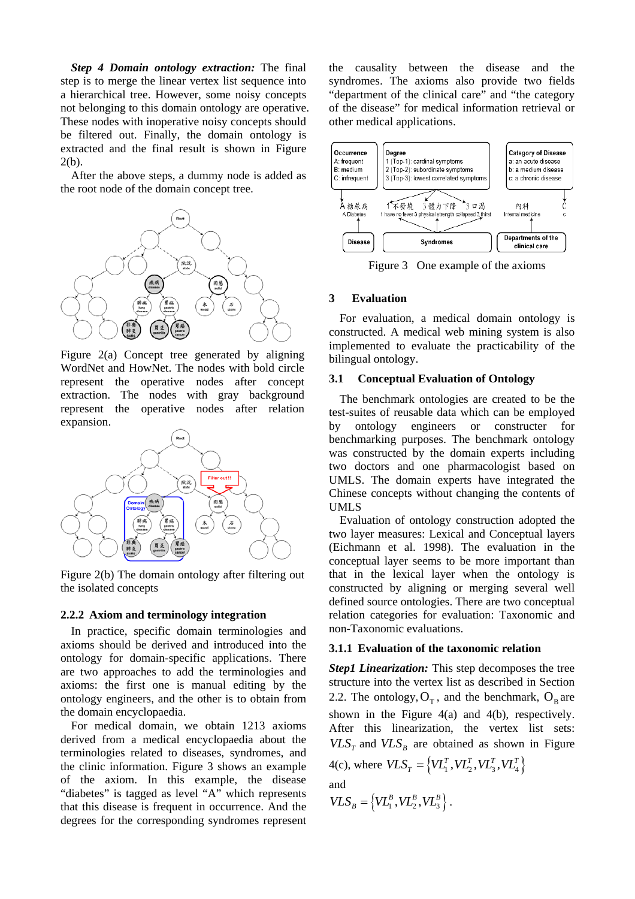***Step 4 Domain ontology extraction:*** The final step is to merge the linear vertex list sequence into a hierarchical tree. However, some noisy concepts not belonging to this domain ontology are operative. These nodes with inoperative noisy concepts should be filtered out. Finally, the domain ontology is extracted and the final result is shown in Figure 2(b).

After the above steps, a dummy node is added as the root node of the domain concept tree.

Figure 2(a) Concept tree generated by aligning WordNet and HowNet. The nodes with bold circle represent the operative nodes after concept extraction. The nodes with gray background represent the operative nodes after relation expansion.

Figure 2(b) The domain ontology after filtering out the isolated concepts

### 2.2.2 Axiom and terminology integration

In practice, specific domain terminologies and axioms should be derived and introduced into the ontology for domain-specific applications. There are two approaches to add the terminologies and axioms: the first one is manual editing by the ontology engineers, and the other is to obtain from the domain encyclopaedia.

For medical domain, we obtain 1213 axioms derived from a medical encyclopaedia about the terminologies related to diseases, syndromes, and the clinic information. Figure 3 shows an example of the axiom. In this example, the disease "diabetes" is tagged as level "A" which represents that this disease is frequent in occurrence. And the degrees for the corresponding syndromes represent the causality between the disease and the syndromes. The axioms also provide two fields "department of the clinical care" and "the category of the disease" for medical information retrieval or other medical applications.

Figure 3 One example of the axioms

## 3 Evaluation

For evaluation, a medical domain ontology is constructed. A medical web mining system is also implemented to evaluate the practicability of the bilingual ontology.

### 3.1 Conceptual Evaluation of Ontology

The benchmark ontologies are created to be the test-suites of reusable data which can be employed by ontology engineers or constructer for benchmarking purposes. The benchmark ontology was constructed by the domain experts including two doctors and one pharmacologist based on UMLS. The domain experts have integrated the Chinese concepts without changing the contents of UMLS

Evaluation of ontology construction adopted the two layer measures: Lexical and Conceptual layers (Eichmann et al. 1998). The evaluation in the conceptual layer seems to be more important than that in the lexical layer when the ontology is constructed by aligning or merging several well defined source ontologies. There are two conceptual relation categories for evaluation: Taxonomic and non-Taxonomic evaluations.

### 3.1.1 Evaluation of the taxonomic relation

***Step1 Linearization:*** This step decomposes the tree structure into the vertex list as described in Section 2.2. The ontology, $O_T$, and the benchmark, $O_B$ are shown in the Figure 4(a) and 4(b), respectively. After this linearization, the vertex list sets: $VLS_T$ and $VLS_B$ are obtained as shown in Figure 4(c), where $VLS_T = \{VL_1^T, VL_2^T, VL_3^T, VL_4^T\}$

and

$VLS_B = \{VL_1^B, VL_2^B, VL_3^B\}$.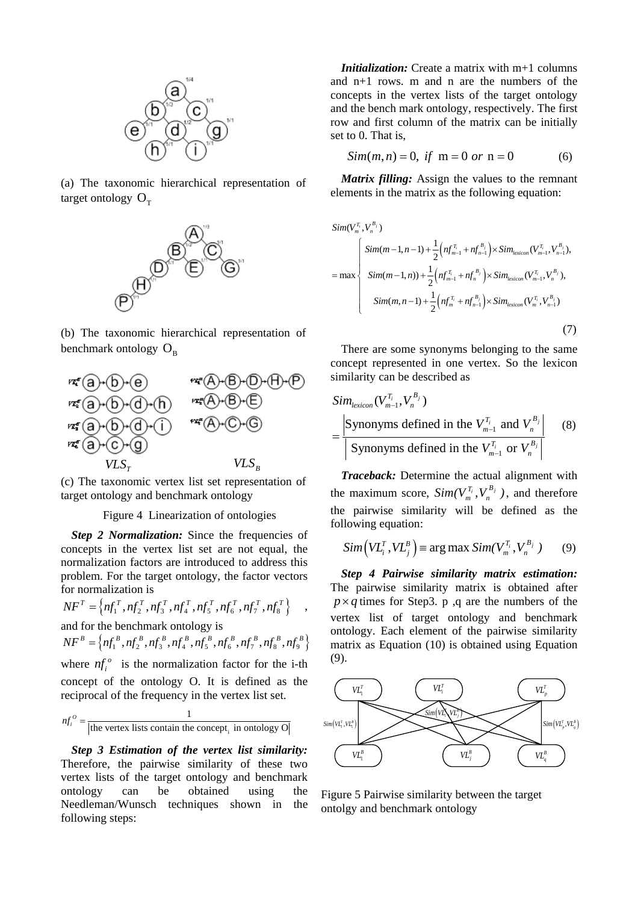(a) The taxonomic hierarchical representation of target ontology $O_T$

(b) The taxonomic hierarchical representation of benchmark ontology $O_B$

(c) The taxonomic vertex list set representation of target ontology and benchmark ontology

Figure 4 Linearization of ontologies

***Step 2 Normalization:*** Since the frequencies of concepts in the vertex list set are not equal, the normalization factors are introduced to address this problem. For the target ontology, the factor vectors for normalization is

$NF^T = \{nf_1^T, nf_2^T, nf_3^T, nf_4^T, nf_5^T, nf_6^T, nf_7^T, nf_8^T\}$ ,

and for the benchmark ontology is

$NF^B = \{nf_1^B, nf_2^B, nf_3^B, nf_4^B, nf_5^B, nf_6^B, nf_7^B, nf_8^B, nf_9^B\}$

where $nf_i^o$ is the normalization factor for the i-th concept of the ontology O. It is defined as the reciprocal of the frequency in the vertex list set.

$$nf_i^O = \frac{1}{|\text{the vertex lists contain the concept}_i \text{ in ontology O}|}$$

***Step 3 Estimation of the vertex list similarity:*** Therefore, the pairwise similarity of these two vertex lists of the target ontology and benchmark ontology can be obtained using the Needleman/Wunsch techniques shown in the following steps:

***Initialization:*** Create a matrix with m+1 columns and n+1 rows. m and n are the numbers of the concepts in the vertex lists of the target ontology and the bench mark ontology, respectively. The first row and first column of the matrix can be initially set to 0. That is,

$$Sim(m,n) = 0,\ if\ \ \mathrm{m} = 0\ or\ \mathrm{n} = 0 \qquad (6)$$

***Matrix filling:*** Assign the values to the remnant elements in the matrix as the following equation:

$$Sim(V_m^{T_i}, V_n^{B_j}) = \max \begin{cases} Sim(m-1,n-1) + \frac{1}{2}\left(nf_{m-1}^{T_i} + nf_{n-1}^{B_j}\right) \times Sim_{lexicon}(V_{m-1}^{T_i}, V_{n-1}^{B_j}), \\ Sim(m-1,n)) + \frac{1}{2}\left(nf_{m-1}^{T_i} + nf_n^{B_j}\right) \times Sim_{lexicon}(V_{m-1}^{T_i}, V_n^{B_j}), \\ Sim(m,n-1) + \frac{1}{2}\left(nf_m^{T_i} + nf_{n-1}^{B_j}\right) \times Sim_{lexicon}(V_m^{T_i}, V_{n-1}^{B_j}) \end{cases} \qquad (7)$$

There are some synonyms belonging to the same concept represented in one vertex. So the lexicon similarity can be described as

$$Sim_{lexicon}(V_{m-1}^{T_i}, V_n^{B_j}) = \frac{\left|\text{Synonyms defined in the } V_{m-1}^{T_i} \text{ and } V_n^{B_j}\right|}{\left|\text{Synonyms defined in the } V_{m-1}^{T_i} \text{ or } V_n^{B_j}\right|} \qquad (8)$$

***Traceback:*** Determine the actual alignment with the maximum score, $Sim(V_m^{T_i}, V_n^{B_j})$, and therefore the pairwise similarity will be defined as the following equation:

$$Sim\left(VL_i^T, VL_j^B\right) \equiv \arg\max Sim(V_m^{T_i}, V_n^{B_j}) \qquad (9)$$

***Step 4 Pairwise similarity matrix estimation:*** The pairwise similarity matrix is obtained after $p \times q$ times for Step3. p ,q are the numbers of the vertex list of target ontology and benchmark ontology. Each element of the pairwise similarity matrix as Equation (10) is obtained using Equation (9).

Figure 5 Pairwise similarity between the target ontolgy and benchmark ontology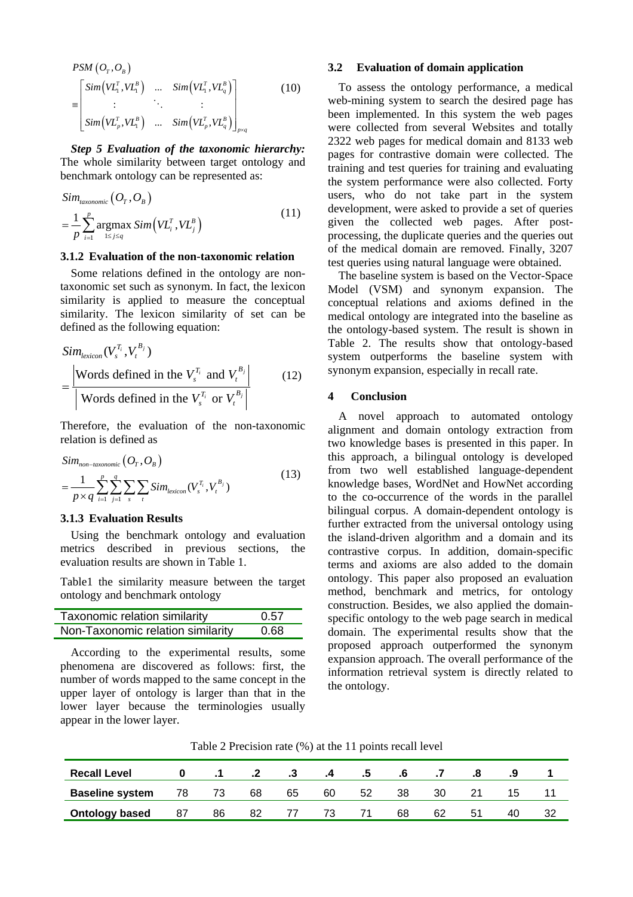$$PSM\left(O_T,O_B\right) = \begin{bmatrix} Sim\left(VL_1^T,VL_1^B\right) & \dots & Sim\left(VL_1^T,VL_q^B\right) \\ \vdots & \ddots & \vdots \\ Sim\left(VL_p^T,VL_1^B\right) & \dots & Sim\left(VL_p^T,VL_q^B\right) \end{bmatrix}_{p\times q} \quad (10)$$

***Step 5 Evaluation of the taxonomic hierarchy:*** The whole similarity between target ontology and benchmark ontology can be represented as:

$$Sim_{taxonomic}\left(O_T,O_B\right) = \frac{1}{p}\sum_{i=1}^{p} \underset{1\le j\le q}{\operatorname{argmax}}\, Sim\left(VL_i^T,VL_j^B\right) \quad (11)$$

### 3.1.2 Evaluation of the non-taxonomic relation

Some relations defined in the ontology are non-taxonomic set such as synonym. In fact, the lexicon similarity is applied to measure the conceptual similarity. The lexicon similarity of set can be defined as the following equation:

$$Sim_{lexicon}(V_s^{T_i},V_t^{B_j}) = \frac{\left|\text{Words defined in the } V_s^{T_i} \text{ and } V_t^{B_j}\right|}{\left|\text{Words defined in the } V_s^{T_i} \text{ or } V_t^{B_j}\right|} \quad (12)$$

Therefore, the evaluation of the non-taxonomic relation is defined as

$$Sim_{non-taxonomic}\left(O_T,O_B\right) = \frac{1}{p\times q}\sum_{i=1}^{p}\sum_{j=1}^{q}\sum_{s}\sum_{t} Sim_{lexicon}(V_s^{T_i},V_t^{B_j}) \quad (13)$$

### 3.1.3 Evaluation Results

Using the benchmark ontology and evaluation metrics described in previous sections, the evaluation results are shown in Table 1.

Table1 the similarity measure between the target ontology and benchmark ontology

| | |
|---|---|
| Taxonomic relation similarity | 0.57 |
| Non-Taxonomic relation similarity | 0.68 |

According to the experimental results, some phenomena are discovered as follows: first, the number of words mapped to the same concept in the upper layer of ontology is larger than that in the lower layer because the terminologies usually appear in the lower layer.

## 3.2 Evaluation of domain application

To assess the ontology performance, a medical web-mining system to search the desired page has been implemented. In this system the web pages were collected from several Websites and totally 2322 web pages for medical domain and 8133 web pages for contrastive domain were collected. The training and test queries for training and evaluating the system performance were also collected. Forty users, who do not take part in the system development, were asked to provide a set of queries given the collected web pages. After post-processing, the duplicate queries and the queries out of the medical domain are removed. Finally, 3207 test queries using natural language were obtained.

The baseline system is based on the Vector-Space Model (VSM) and synonym expansion. The conceptual relations and axioms defined in the medical ontology are integrated into the baseline as the ontology-based system. The result is shown in Table 2. The results show that ontology-based system outperforms the baseline system with synonym expansion, especially in recall rate.

## 4 Conclusion

A novel approach to automated ontology alignment and domain ontology extraction from two knowledge bases is presented in this paper. In this approach, a bilingual ontology is developed from two well established language-dependent knowledge bases, WordNet and HowNet according to the co-occurrence of the words in the parallel bilingual corpus. A domain-dependent ontology is further extracted from the universal ontology using the island-driven algorithm and a domain and its contrastive corpus. In addition, domain-specific terms and axioms are also added to the domain ontology. This paper also proposed an evaluation method, benchmark and metrics, for ontology construction. Besides, we also applied the domain-specific ontology to the web page search in medical domain. The experimental results show that the proposed approach outperformed the synonym expansion approach. The overall performance of the information retrieval system is directly related to the ontology.

Table 2 Precision rate (%) at the 11 points recall level

| Recall Level | 0 | .1 | .2 | .3 | .4 | .5 | .6 | .7 | .8 | .9 | 1 |
|---|---|---|---|---|---|---|---|---|---|---|---|
| Baseline system | 78 | 73 | 68 | 65 | 60 | 52 | 38 | 30 | 21 | 15 | 11 |
| Ontology based | 87 | 86 | 82 | 77 | 73 | 71 | 68 | 62 | 51 | 40 | 32 |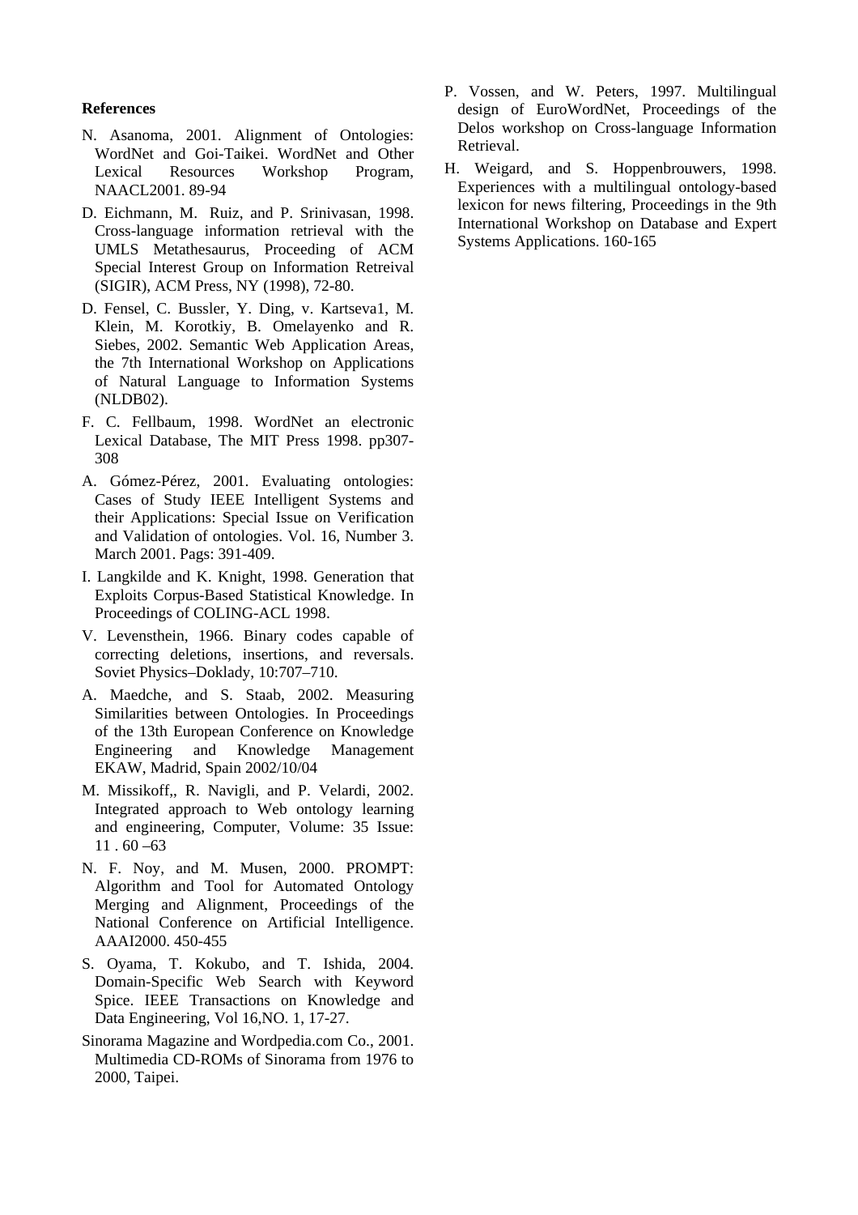**References**

N. Asanoma, 2001. Alignment of Ontologies: WordNet and Goi-Taikei. WordNet and Other Lexical Resources Workshop Program, NAACL2001. 89-94

D. Eichmann, M. Ruiz, and P. Srinivasan, 1998. Cross-language information retrieval with the UMLS Metathesaurus, Proceeding of ACM Special Interest Group on Information Retreival (SIGIR), ACM Press, NY (1998), 72-80.

D. Fensel, C. Bussler, Y. Ding, v. Kartseva1, M. Klein, M. Korotkiy, B. Omelayenko and R. Siebes, 2002. Semantic Web Application Areas, the 7th International Workshop on Applications of Natural Language to Information Systems (NLDB02).

F. C. Fellbaum, 1998. WordNet an electronic Lexical Database, The MIT Press 1998. pp307-308

A. Gómez-Pérez, 2001. Evaluating ontologies: Cases of Study IEEE Intelligent Systems and their Applications: Special Issue on Verification and Validation of ontologies. Vol. 16, Number 3. March 2001. Pags: 391-409.

I. Langkilde and K. Knight, 1998. Generation that Exploits Corpus-Based Statistical Knowledge. In Proceedings of COLING-ACL 1998.

V. Levensthein, 1966. Binary codes capable of correcting deletions, insertions, and reversals. Soviet Physics–Doklady, 10:707–710.

A. Maedche, and S. Staab, 2002. Measuring Similarities between Ontologies. In Proceedings of the 13th European Conference on Knowledge Engineering and Knowledge Management EKAW, Madrid, Spain 2002/10/04

M. Missikoff,, R. Navigli, and P. Velardi, 2002. Integrated approach to Web ontology learning and engineering, Computer, Volume: 35 Issue: 11 . 60 –63

N. F. Noy, and M. Musen, 2000. PROMPT: Algorithm and Tool for Automated Ontology Merging and Alignment, Proceedings of the National Conference on Artificial Intelligence. AAAI2000. 450-455

S. Oyama, T. Kokubo, and T. Ishida, 2004. Domain-Specific Web Search with Keyword Spice. IEEE Transactions on Knowledge and Data Engineering, Vol 16,NO. 1, 17-27.

Sinorama Magazine and Wordpedia.com Co., 2001. Multimedia CD-ROMs of Sinorama from 1976 to 2000, Taipei.

P. Vossen, and W. Peters, 1997. Multilingual design of EuroWordNet, Proceedings of the Delos workshop on Cross-language Information Retrieval.

H. Weigard, and S. Hoppenbrouwers, 1998. Experiences with a multilingual ontology-based lexicon for news filtering, Proceedings in the 9th International Workshop on Database and Expert Systems Applications. 160-165